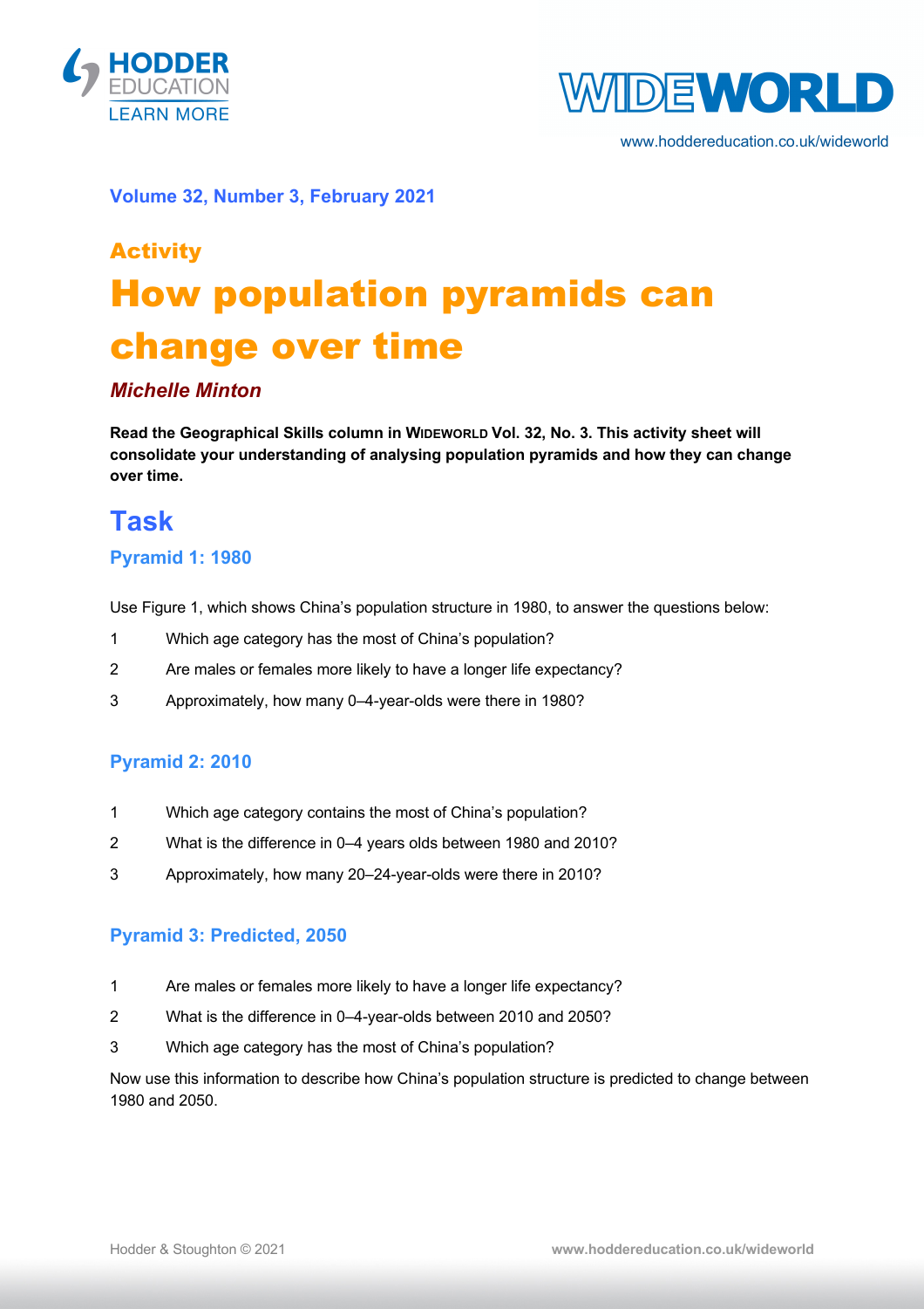Volume 32, Number 3, February 2021

## Activity

# How population pyramids can change over time

***Michelle Minton***

**Read the Geographical Skills column in WIDEWORLD Vol. 32, No. 3. This activity sheet will consolidate your understanding of analysing population pyramids and how they can change over time.**

## Task

### Pyramid 1: 1980

Use Figure 1, which shows China's population structure in 1980, to answer the questions below:

1. Which age category has the most of China's population?
2. Are males or females more likely to have a longer life expectancy?
3. Approximately, how many 0–4-year-olds were there in 1980?

### Pyramid 2: 2010

1. Which age category contains the most of China's population?
2. What is the difference in 0–4 years olds between 1980 and 2010?
3. Approximately, how many 20–24-year-olds were there in 2010?

### Pyramid 3: Predicted, 2050

1. Are males or females more likely to have a longer life expectancy?
2. What is the difference in 0–4-year-olds between 2010 and 2050?
3. Which age category has the most of China's population?

Now use this information to describe how China's population structure is predicted to change between 1980 and 2050.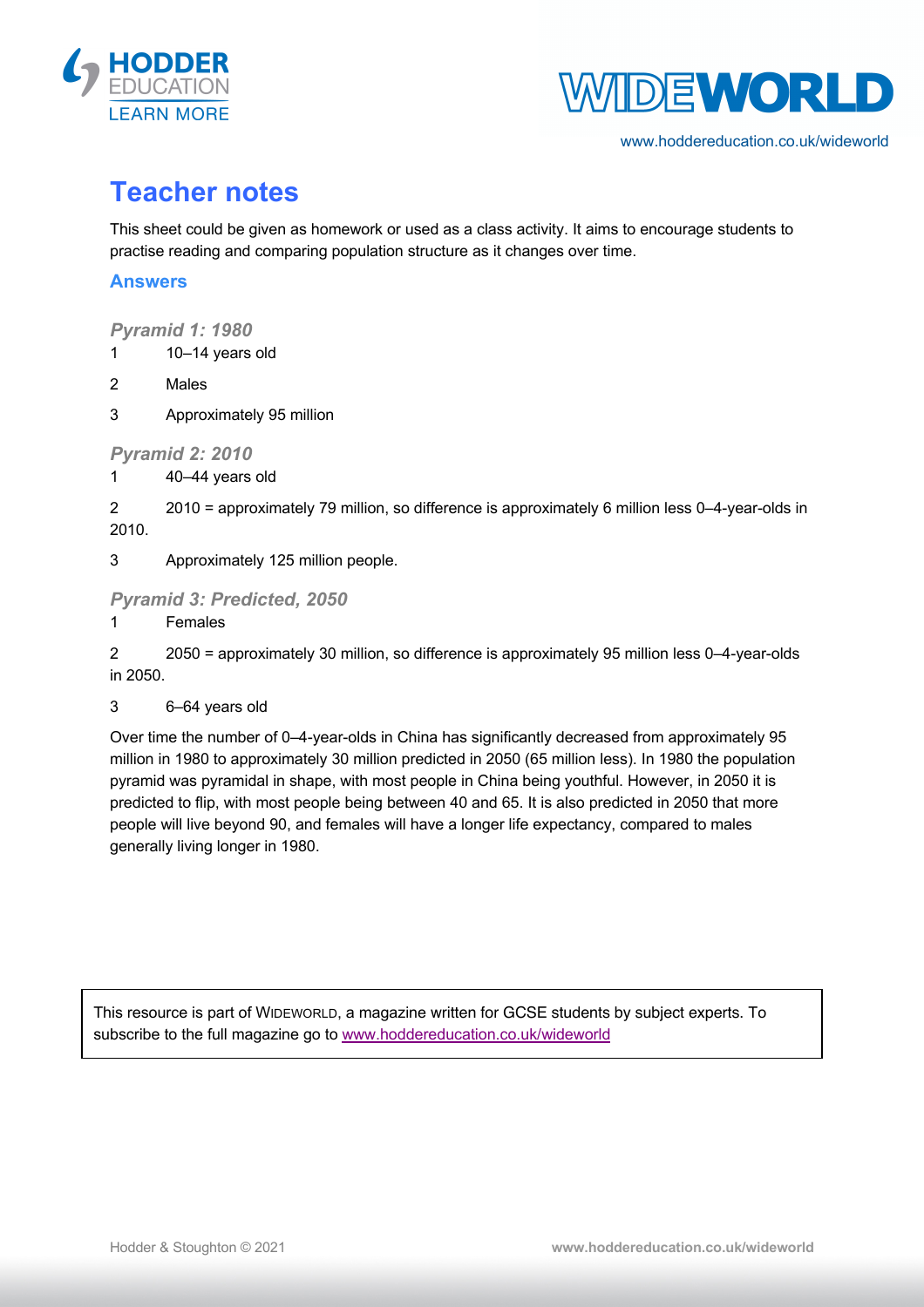# Teacher notes

This sheet could be given as homework or used as a class activity. It aims to encourage students to practise reading and comparing population structure as it changes over time.

## Answers

### *Pyramid 1: 1980*

1 10–14 years old

2 Males

3 Approximately 95 million

### *Pyramid 2: 2010*

1 40–44 years old

2 2010 = approximately 79 million, so difference is approximately 6 million less 0–4-year-olds in 2010.

3 Approximately 125 million people.

### *Pyramid 3: Predicted, 2050*

1 Females

2 2050 = approximately 30 million, so difference is approximately 95 million less 0–4-year-olds in 2050.

3 6–64 years old

Over time the number of 0–4-year-olds in China has significantly decreased from approximately 95 million in 1980 to approximately 30 million predicted in 2050 (65 million less). In 1980 the population pyramid was pyramidal in shape, with most people in China being youthful. However, in 2050 it is predicted to flip, with most people being between 40 and 65. It is also predicted in 2050 that more people will live beyond 90, and females will have a longer life expectancy, compared to males generally living longer in 1980.

This resource is part of WIDEWORLD, a magazine written for GCSE students by subject experts. To subscribe to the full magazine go to www.hoddereducation.co.uk/wideworld